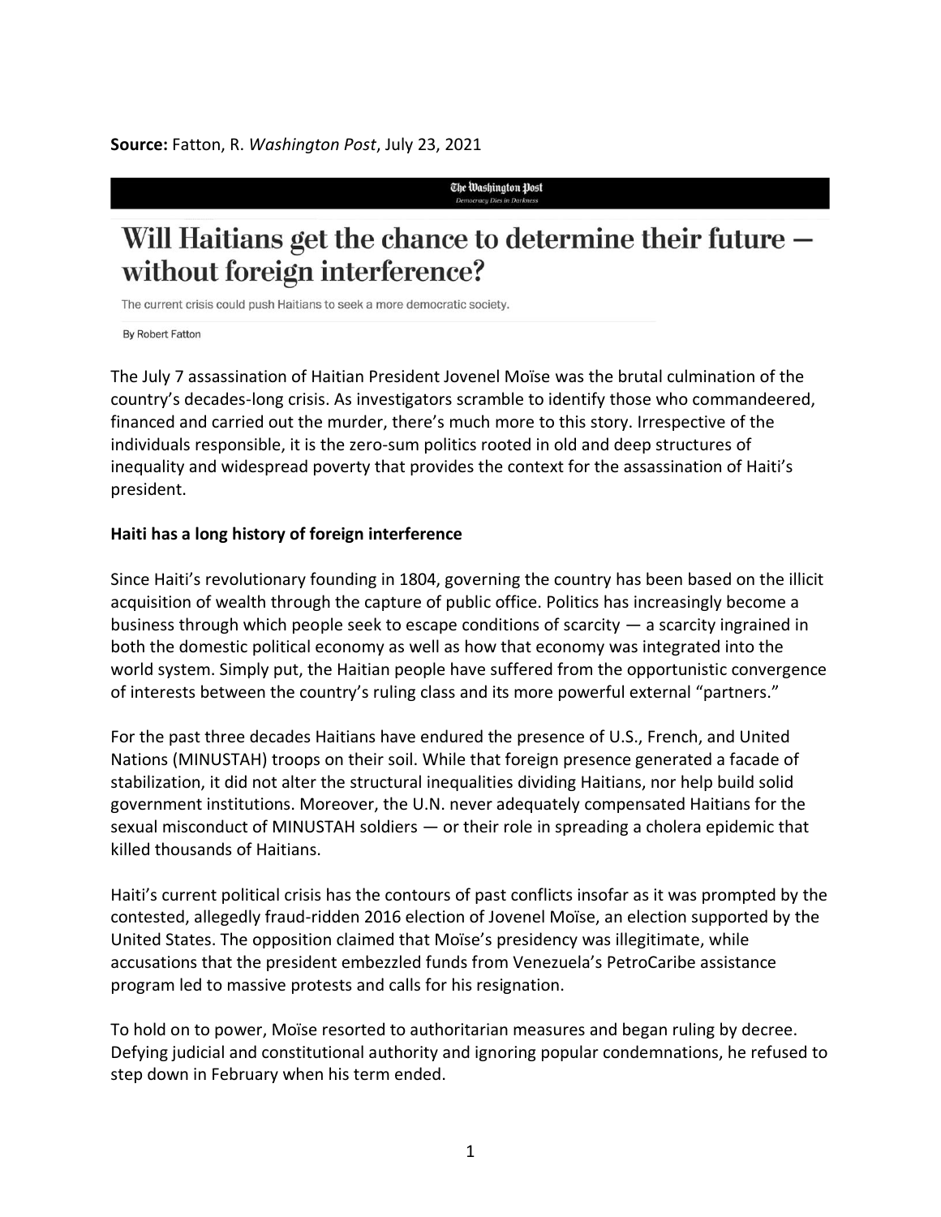**Source:** Fatton, R. *Washington Post*, July 23, 2021

The Washington Post
*Democracy Dies in Darkness*

# Will Haitians get the chance to determine their future — without foreign interference?

The current crisis could push Haitians to seek a more democratic society.

By Robert Fatton

The July 7 assassination of Haitian President Jovenel Moïse was the brutal culmination of the country's decades-long crisis. As investigators scramble to identify those who commandeered, financed and carried out the murder, there's much more to this story. Irrespective of the individuals responsible, it is the zero-sum politics rooted in old and deep structures of inequality and widespread poverty that provides the context for the assassination of Haiti's president.

## Haiti has a long history of foreign interference

Since Haiti's revolutionary founding in 1804, governing the country has been based on the illicit acquisition of wealth through the capture of public office. Politics has increasingly become a business through which people seek to escape conditions of scarcity — a scarcity ingrained in both the domestic political economy as well as how that economy was integrated into the world system. Simply put, the Haitian people have suffered from the opportunistic convergence of interests between the country's ruling class and its more powerful external "partners."

For the past three decades Haitians have endured the presence of U.S., French, and United Nations (MINUSTAH) troops on their soil. While that foreign presence generated a facade of stabilization, it did not alter the structural inequalities dividing Haitians, nor help build solid government institutions. Moreover, the U.N. never adequately compensated Haitians for the sexual misconduct of MINUSTAH soldiers — or their role in spreading a cholera epidemic that killed thousands of Haitians.

Haiti's current political crisis has the contours of past conflicts insofar as it was prompted by the contested, allegedly fraud-ridden 2016 election of Jovenel Moïse, an election supported by the United States. The opposition claimed that Moïse's presidency was illegitimate, while accusations that the president embezzled funds from Venezuela's PetroCaribe assistance program led to massive protests and calls for his resignation.

To hold on to power, Moïse resorted to authoritarian measures and began ruling by decree. Defying judicial and constitutional authority and ignoring popular condemnations, he refused to step down in February when his term ended.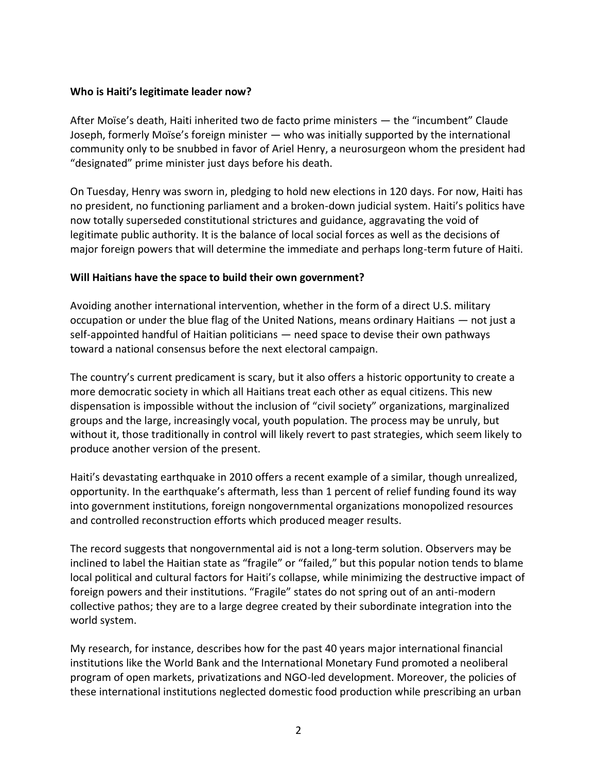**Who is Haiti's legitimate leader now?**

After Moïse's death, Haiti inherited two de facto prime ministers — the "incumbent" Claude Joseph, formerly Moïse's foreign minister — who was initially supported by the international community only to be snubbed in favor of Ariel Henry, a neurosurgeon whom the president had "designated" prime minister just days before his death.

On Tuesday, Henry was sworn in, pledging to hold new elections in 120 days. For now, Haiti has no president, no functioning parliament and a broken-down judicial system. Haiti's politics have now totally superseded constitutional strictures and guidance, aggravating the void of legitimate public authority. It is the balance of local social forces as well as the decisions of major foreign powers that will determine the immediate and perhaps long-term future of Haiti.

**Will Haitians have the space to build their own government?**

Avoiding another international intervention, whether in the form of a direct U.S. military occupation or under the blue flag of the United Nations, means ordinary Haitians — not just a self-appointed handful of Haitian politicians — need space to devise their own pathways toward a national consensus before the next electoral campaign.

The country's current predicament is scary, but it also offers a historic opportunity to create a more democratic society in which all Haitians treat each other as equal citizens. This new dispensation is impossible without the inclusion of "civil society" organizations, marginalized groups and the large, increasingly vocal, youth population. The process may be unruly, but without it, those traditionally in control will likely revert to past strategies, which seem likely to produce another version of the present.

Haiti's devastating earthquake in 2010 offers a recent example of a similar, though unrealized, opportunity. In the earthquake's aftermath, less than 1 percent of relief funding found its way into government institutions, foreign nongovernmental organizations monopolized resources and controlled reconstruction efforts which produced meager results.

The record suggests that nongovernmental aid is not a long-term solution. Observers may be inclined to label the Haitian state as "fragile" or "failed," but this popular notion tends to blame local political and cultural factors for Haiti's collapse, while minimizing the destructive impact of foreign powers and their institutions. "Fragile" states do not spring out of an anti-modern collective pathos; they are to a large degree created by their subordinate integration into the world system.

My research, for instance, describes how for the past 40 years major international financial institutions like the World Bank and the International Monetary Fund promoted a neoliberal program of open markets, privatizations and NGO-led development. Moreover, the policies of these international institutions neglected domestic food production while prescribing an urban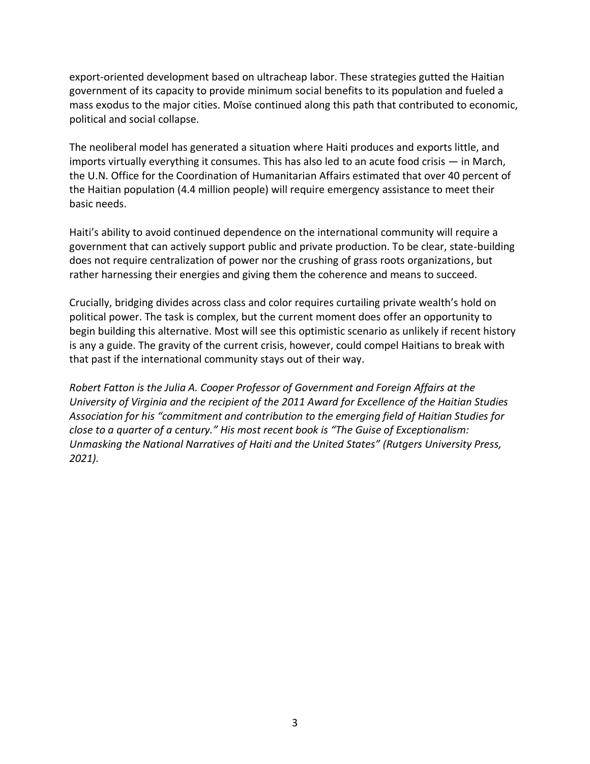export-oriented development based on ultracheap labor. These strategies gutted the Haitian government of its capacity to provide minimum social benefits to its population and fueled a mass exodus to the major cities. Moïse continued along this path that contributed to economic, political and social collapse.

The neoliberal model has generated a situation where Haiti produces and exports little, and imports virtually everything it consumes. This has also led to an acute food crisis — in March, the U.N. Office for the Coordination of Humanitarian Affairs estimated that over 40 percent of the Haitian population (4.4 million people) will require emergency assistance to meet their basic needs.

Haiti's ability to avoid continued dependence on the international community will require a government that can actively support public and private production. To be clear, state-building does not require centralization of power nor the crushing of grass roots organizations, but rather harnessing their energies and giving them the coherence and means to succeed.

Crucially, bridging divides across class and color requires curtailing private wealth's hold on political power. The task is complex, but the current moment does offer an opportunity to begin building this alternative. Most will see this optimistic scenario as unlikely if recent history is any a guide. The gravity of the current crisis, however, could compel Haitians to break with that past if the international community stays out of their way.

*Robert Fatton is the Julia A. Cooper Professor of Government and Foreign Affairs at the University of Virginia and the recipient of the 2011 Award for Excellence of the Haitian Studies Association for his "commitment and contribution to the emerging field of Haitian Studies for close to a quarter of a century." His most recent book is "The Guise of Exceptionalism: Unmasking the National Narratives of Haiti and the United States" (Rutgers University Press, 2021).*